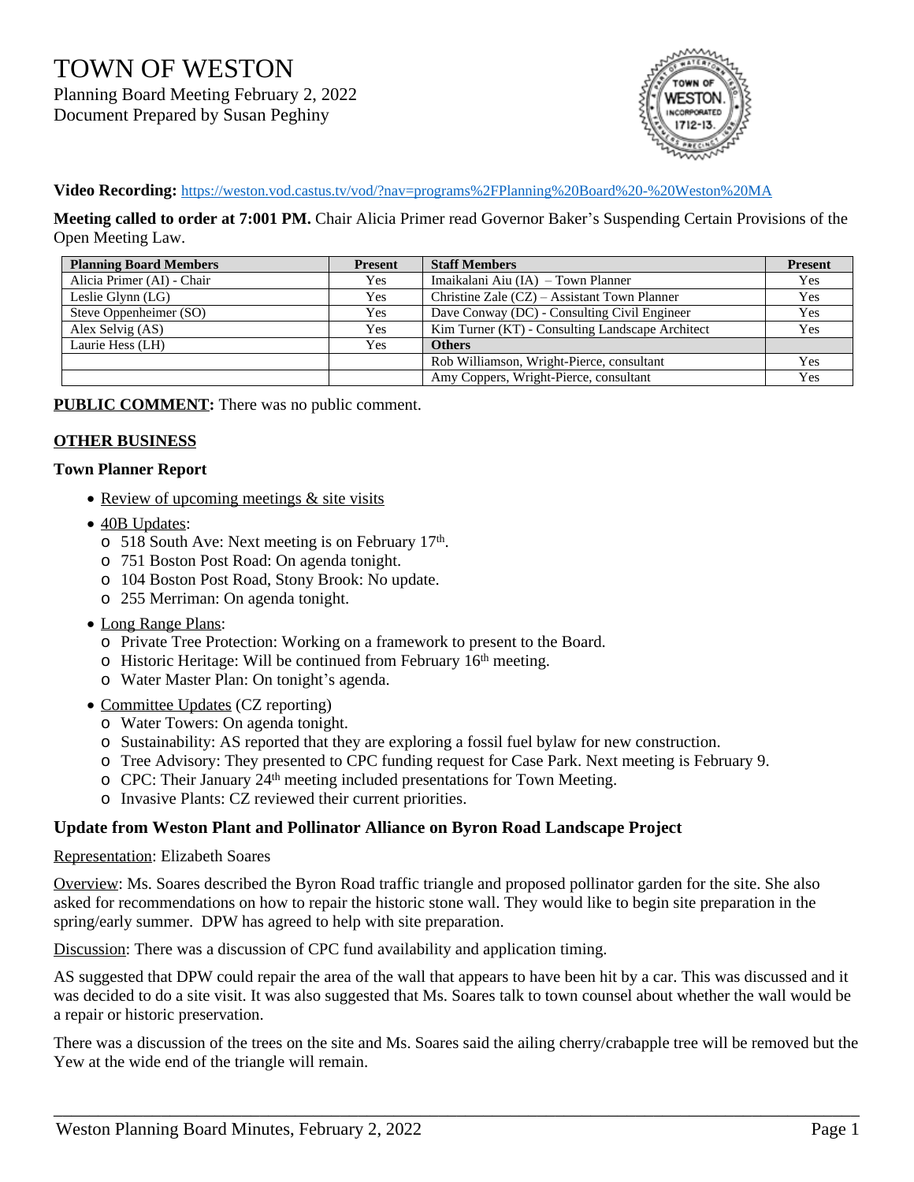# TOWN OF WESTON

Planning Board Meeting February 2, 2022
Document Prepared by Susan Peghiny

**Video Recording:** https://weston.vod.castus.tv/vod/?nav=programs%2FPlanning%20Board%20-%20Weston%20MA

**Meeting called to order at 7:001 PM.** Chair Alicia Primer read Governor Baker's Suspending Certain Provisions of the Open Meeting Law.

| Planning Board Members | Present | Staff Members | Present |
|---|---|---|---|
| Alicia Primer (AI) - Chair | Yes | Imaikalani Aiu (IA) – Town Planner | Yes |
| Leslie Glynn (LG) | Yes | Christine Zale (CZ) – Assistant Town Planner | Yes |
| Steve Oppenheimer (SO) | Yes | Dave Conway (DC) - Consulting Civil Engineer | Yes |
| Alex Selvig (AS) | Yes | Kim Turner (KT) - Consulting Landscape Architect | Yes |
| Laurie Hess (LH) | Yes | **Others** | |
| | | Rob Williamson, Wright-Pierce, consultant | Yes |
| | | Amy Coppers, Wright-Pierce, consultant | Yes |

**PUBLIC COMMENT:** There was no public comment.

## OTHER BUSINESS

### Town Planner Report

- Review of upcoming meetings & site visits
- 40B Updates:
  - 518 South Ave: Next meeting is on February 17th.
  - 751 Boston Post Road: On agenda tonight.
  - 104 Boston Post Road, Stony Brook: No update.
  - 255 Merriman: On agenda tonight.
- Long Range Plans:
  - Private Tree Protection: Working on a framework to present to the Board.
  - Historic Heritage: Will be continued from February 16th meeting.
  - Water Master Plan: On tonight's agenda.
- Committee Updates (CZ reporting)
  - Water Towers: On agenda tonight.
  - Sustainability: AS reported that they are exploring a fossil fuel bylaw for new construction.
  - Tree Advisory: They presented to CPC funding request for Case Park. Next meeting is February 9.
  - CPC: Their January 24th meeting included presentations for Town Meeting.
  - Invasive Plants: CZ reviewed their current priorities.

### Update from Weston Plant and Pollinator Alliance on Byron Road Landscape Project

Representation: Elizabeth Soares

Overview: Ms. Soares described the Byron Road traffic triangle and proposed pollinator garden for the site. She also asked for recommendations on how to repair the historic stone wall. They would like to begin site preparation in the spring/early summer. DPW has agreed to help with site preparation.

Discussion: There was a discussion of CPC fund availability and application timing.

AS suggested that DPW could repair the area of the wall that appears to have been hit by a car. This was discussed and it was decided to do a site visit. It was also suggested that Ms. Soares talk to town counsel about whether the wall would be a repair or historic preservation.

There was a discussion of the trees on the site and Ms. Soares said the ailing cherry/crabapple tree will be removed but the Yew at the wide end of the triangle will remain.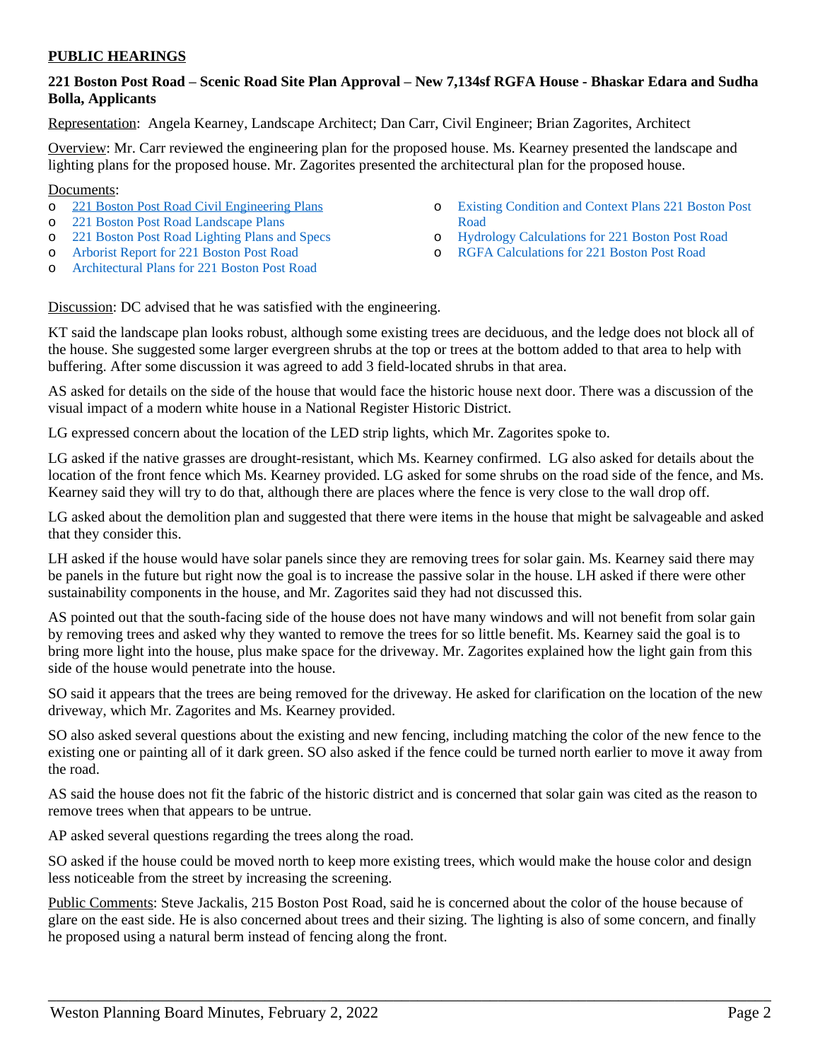## PUBLIC HEARINGS

### 221 Boston Post Road – Scenic Road Site Plan Approval – New 7,134sf RGFA House - Bhaskar Edara and Sudha Bolla, Applicants

Representation: Angela Kearney, Landscape Architect; Dan Carr, Civil Engineer; Brian Zagorites, Architect

Overview: Mr. Carr reviewed the engineering plan for the proposed house. Ms. Kearney presented the landscape and lighting plans for the proposed house. Mr. Zagorites presented the architectural plan for the proposed house.

Documents:

- 221 Boston Post Road Civil Engineering Plans
- 221 Boston Post Road Landscape Plans
- 221 Boston Post Road Lighting Plans and Specs
- Arborist Report for 221 Boston Post Road
- Architectural Plans for 221 Boston Post Road
- Existing Condition and Context Plans 221 Boston Post Road
- Hydrology Calculations for 221 Boston Post Road
- RGFA Calculations for 221 Boston Post Road

Discussion: DC advised that he was satisfied with the engineering.

KT said the landscape plan looks robust, although some existing trees are deciduous, and the ledge does not block all of the house. She suggested some larger evergreen shrubs at the top or trees at the bottom added to that area to help with buffering. After some discussion it was agreed to add 3 field-located shrubs in that area.

AS asked for details on the side of the house that would face the historic house next door. There was a discussion of the visual impact of a modern white house in a National Register Historic District.

LG expressed concern about the location of the LED strip lights, which Mr. Zagorites spoke to.

LG asked if the native grasses are drought-resistant, which Ms. Kearney confirmed. LG also asked for details about the location of the front fence which Ms. Kearney provided. LG asked for some shrubs on the road side of the fence, and Ms. Kearney said they will try to do that, although there are places where the fence is very close to the wall drop off.

LG asked about the demolition plan and suggested that there were items in the house that might be salvageable and asked that they consider this.

LH asked if the house would have solar panels since they are removing trees for solar gain. Ms. Kearney said there may be panels in the future but right now the goal is to increase the passive solar in the house. LH asked if there were other sustainability components in the house, and Mr. Zagorites said they had not discussed this.

AS pointed out that the south-facing side of the house does not have many windows and will not benefit from solar gain by removing trees and asked why they wanted to remove the trees for so little benefit. Ms. Kearney said the goal is to bring more light into the house, plus make space for the driveway. Mr. Zagorites explained how the light gain from this side of the house would penetrate into the house.

SO said it appears that the trees are being removed for the driveway. He asked for clarification on the location of the new driveway, which Mr. Zagorites and Ms. Kearney provided.

SO also asked several questions about the existing and new fencing, including matching the color of the new fence to the existing one or painting all of it dark green. SO also asked if the fence could be turned north earlier to move it away from the road.

AS said the house does not fit the fabric of the historic district and is concerned that solar gain was cited as the reason to remove trees when that appears to be untrue.

AP asked several questions regarding the trees along the road.

SO asked if the house could be moved north to keep more existing trees, which would make the house color and design less noticeable from the street by increasing the screening.

Public Comments: Steve Jackalis, 215 Boston Post Road, said he is concerned about the color of the house because of glare on the east side. He is also concerned about trees and their sizing. The lighting is also of some concern, and finally he proposed using a natural berm instead of fencing along the front.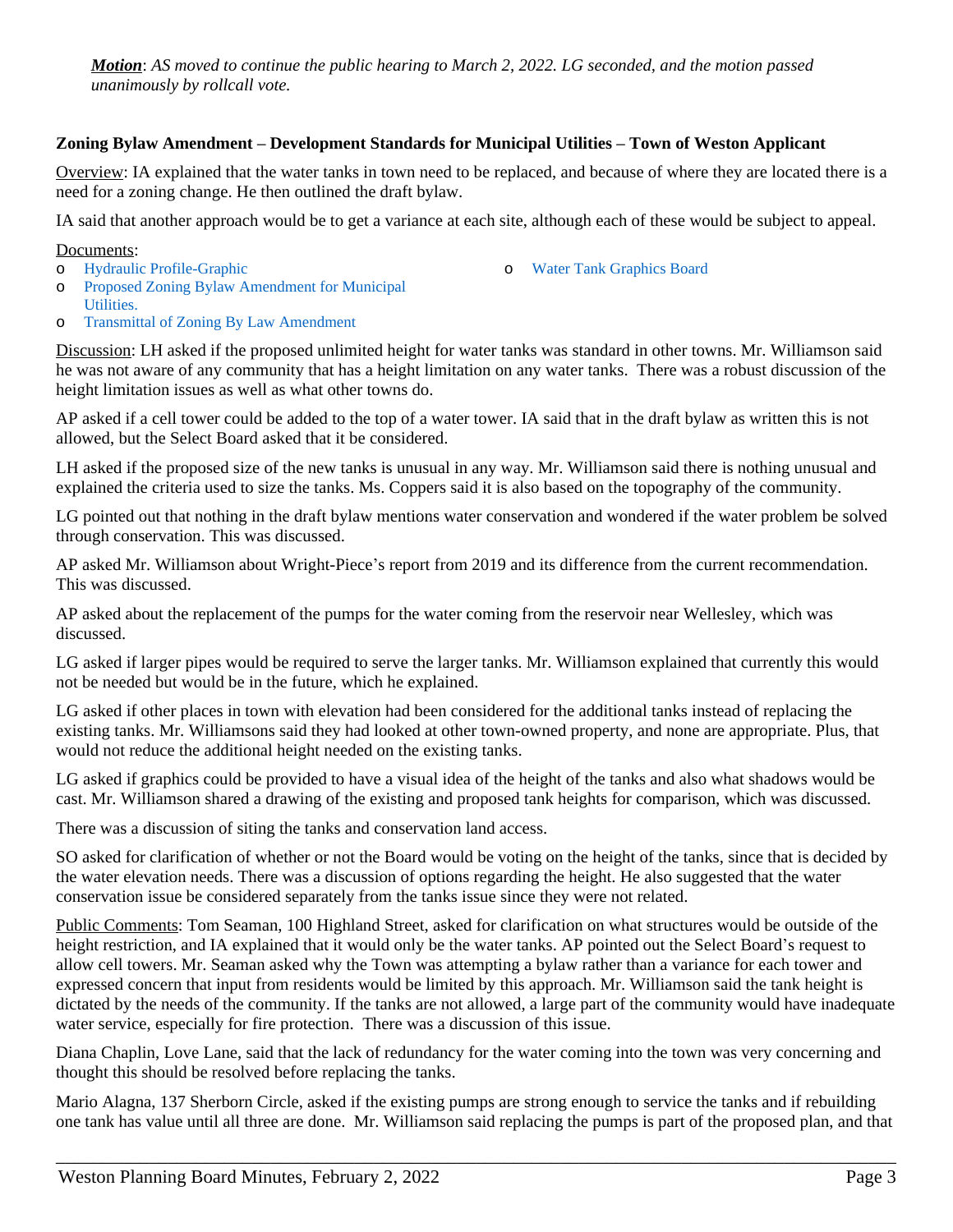***Motion***: *AS moved to continue the public hearing to March 2, 2022. LG seconded, and the motion passed unanimously by rollcall vote.*

**Zoning Bylaw Amendment – Development Standards for Municipal Utilities – Town of Weston Applicant**

Overview: IA explained that the water tanks in town need to be replaced, and because of where they are located there is a need for a zoning change. He then outlined the draft bylaw.

IA said that another approach would be to get a variance at each site, although each of these would be subject to appeal.

Documents:

- Hydraulic Profile-Graphic
- Proposed Zoning Bylaw Amendment for Municipal Utilities.
- Transmittal of Zoning By Law Amendment
- Water Tank Graphics Board

Discussion: LH asked if the proposed unlimited height for water tanks was standard in other towns. Mr. Williamson said he was not aware of any community that has a height limitation on any water tanks. There was a robust discussion of the height limitation issues as well as what other towns do.

AP asked if a cell tower could be added to the top of a water tower. IA said that in the draft bylaw as written this is not allowed, but the Select Board asked that it be considered.

LH asked if the proposed size of the new tanks is unusual in any way. Mr. Williamson said there is nothing unusual and explained the criteria used to size the tanks. Ms. Coppers said it is also based on the topography of the community.

LG pointed out that nothing in the draft bylaw mentions water conservation and wondered if the water problem be solved through conservation. This was discussed.

AP asked Mr. Williamson about Wright-Piece's report from 2019 and its difference from the current recommendation. This was discussed.

AP asked about the replacement of the pumps for the water coming from the reservoir near Wellesley, which was discussed.

LG asked if larger pipes would be required to serve the larger tanks. Mr. Williamson explained that currently this would not be needed but would be in the future, which he explained.

LG asked if other places in town with elevation had been considered for the additional tanks instead of replacing the existing tanks. Mr. Williamsons said they had looked at other town-owned property, and none are appropriate. Plus, that would not reduce the additional height needed on the existing tanks.

LG asked if graphics could be provided to have a visual idea of the height of the tanks and also what shadows would be cast. Mr. Williamson shared a drawing of the existing and proposed tank heights for comparison, which was discussed.

There was a discussion of siting the tanks and conservation land access.

SO asked for clarification of whether or not the Board would be voting on the height of the tanks, since that is decided by the water elevation needs. There was a discussion of options regarding the height. He also suggested that the water conservation issue be considered separately from the tanks issue since they were not related.

Public Comments: Tom Seaman, 100 Highland Street, asked for clarification on what structures would be outside of the height restriction, and IA explained that it would only be the water tanks. AP pointed out the Select Board's request to allow cell towers. Mr. Seaman asked why the Town was attempting a bylaw rather than a variance for each tower and expressed concern that input from residents would be limited by this approach. Mr. Williamson said the tank height is dictated by the needs of the community. If the tanks are not allowed, a large part of the community would have inadequate water service, especially for fire protection. There was a discussion of this issue.

Diana Chaplin, Love Lane, said that the lack of redundancy for the water coming into the town was very concerning and thought this should be resolved before replacing the tanks.

Mario Alagna, 137 Sherborn Circle, asked if the existing pumps are strong enough to service the tanks and if rebuilding one tank has value until all three are done. Mr. Williamson said replacing the pumps is part of the proposed plan, and that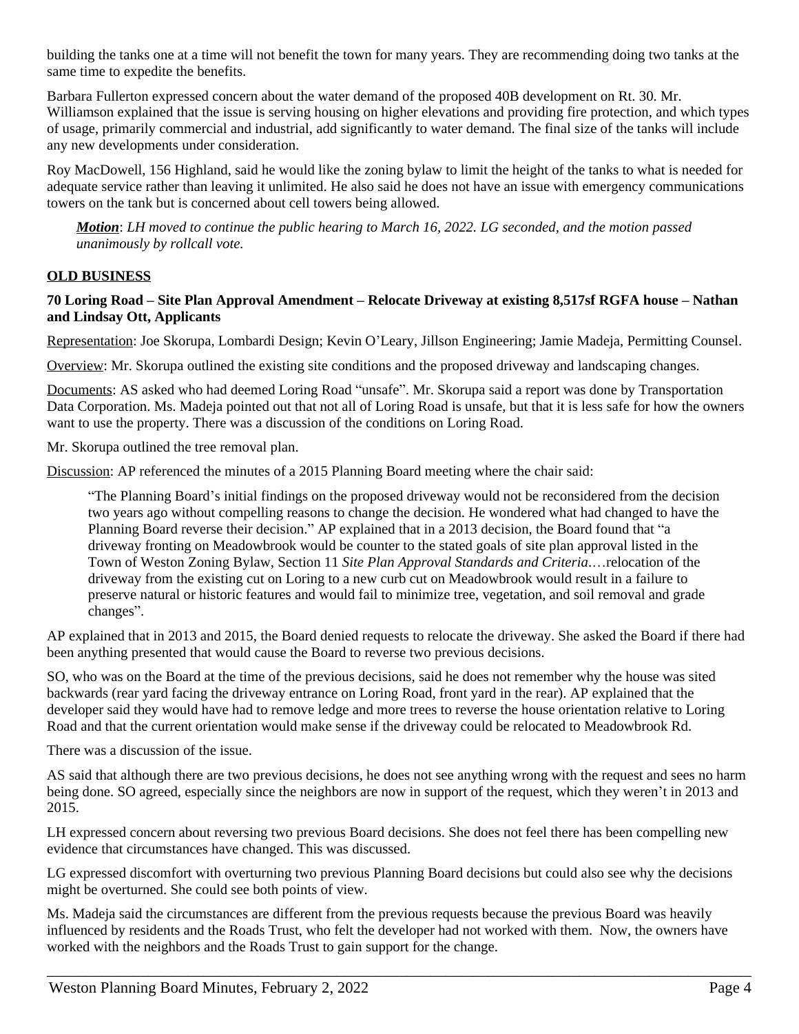building the tanks one at a time will not benefit the town for many years. They are recommending doing two tanks at the same time to expedite the benefits.

Barbara Fullerton expressed concern about the water demand of the proposed 40B development on Rt. 30. Mr. Williamson explained that the issue is serving housing on higher elevations and providing fire protection, and which types of usage, primarily commercial and industrial, add significantly to water demand. The final size of the tanks will include any new developments under consideration.

Roy MacDowell, 156 Highland, said he would like the zoning bylaw to limit the height of the tanks to what is needed for adequate service rather than leaving it unlimited. He also said he does not have an issue with emergency communications towers on the tank but is concerned about cell towers being allowed.

> ***Motion***: *LH moved to continue the public hearing to March 16, 2022. LG seconded, and the motion passed unanimously by rollcall vote.*

## OLD BUSINESS

**70 Loring Road – Site Plan Approval Amendment – Relocate Driveway at existing 8,517sf RGFA house – Nathan and Lindsay Ott, Applicants**

Representation: Joe Skorupa, Lombardi Design; Kevin O'Leary, Jillson Engineering; Jamie Madeja, Permitting Counsel.

Overview: Mr. Skorupa outlined the existing site conditions and the proposed driveway and landscaping changes.

Documents: AS asked who had deemed Loring Road "unsafe". Mr. Skorupa said a report was done by Transportation Data Corporation. Ms. Madeja pointed out that not all of Loring Road is unsafe, but that it is less safe for how the owners want to use the property. There was a discussion of the conditions on Loring Road.

Mr. Skorupa outlined the tree removal plan.

Discussion: AP referenced the minutes of a 2015 Planning Board meeting where the chair said:

> "The Planning Board's initial findings on the proposed driveway would not be reconsidered from the decision two years ago without compelling reasons to change the decision. He wondered what had changed to have the Planning Board reverse their decision." AP explained that in a 2013 decision, the Board found that "a driveway fronting on Meadowbrook would be counter to the stated goals of site plan approval listed in the Town of Weston Zoning Bylaw, Section 11 *Site Plan Approval Standards and Criteria*.…relocation of the driveway from the existing cut on Loring to a new curb cut on Meadowbrook would result in a failure to preserve natural or historic features and would fail to minimize tree, vegetation, and soil removal and grade changes".

AP explained that in 2013 and 2015, the Board denied requests to relocate the driveway. She asked the Board if there had been anything presented that would cause the Board to reverse two previous decisions.

SO, who was on the Board at the time of the previous decisions, said he does not remember why the house was sited backwards (rear yard facing the driveway entrance on Loring Road, front yard in the rear). AP explained that the developer said they would have had to remove ledge and more trees to reverse the house orientation relative to Loring Road and that the current orientation would make sense if the driveway could be relocated to Meadowbrook Rd.

There was a discussion of the issue.

AS said that although there are two previous decisions, he does not see anything wrong with the request and sees no harm being done. SO agreed, especially since the neighbors are now in support of the request, which they weren't in 2013 and 2015.

LH expressed concern about reversing two previous Board decisions. She does not feel there has been compelling new evidence that circumstances have changed. This was discussed.

LG expressed discomfort with overturning two previous Planning Board decisions but could also see why the decisions might be overturned. She could see both points of view.

Ms. Madeja said the circumstances are different from the previous requests because the previous Board was heavily influenced by residents and the Roads Trust, who felt the developer had not worked with them. Now, the owners have worked with the neighbors and the Roads Trust to gain support for the change.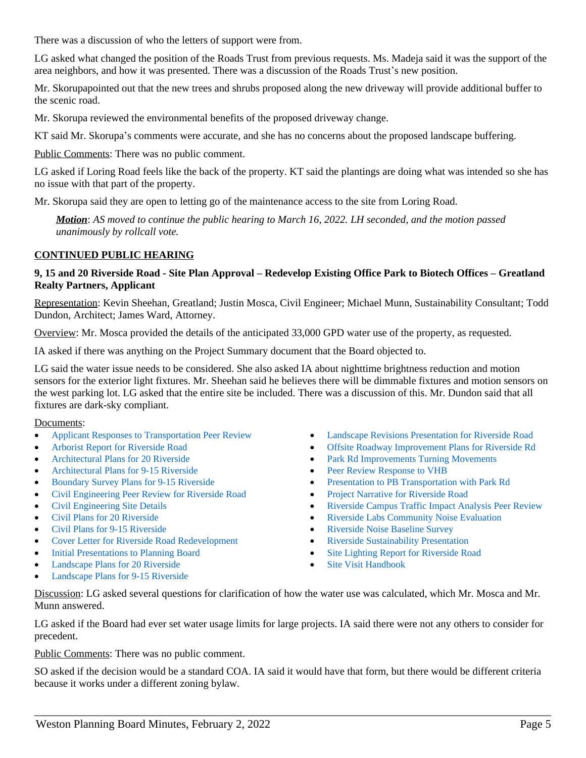There was a discussion of who the letters of support were from.

LG asked what changed the position of the Roads Trust from previous requests. Ms. Madeja said it was the support of the area neighbors, and how it was presented. There was a discussion of the Roads Trust's new position.

Mr. Skorupapointed out that the new trees and shrubs proposed along the new driveway will provide additional buffer to the scenic road.

Mr. Skorupa reviewed the environmental benefits of the proposed driveway change.

KT said Mr. Skorupa's comments were accurate, and she has no concerns about the proposed landscape buffering.

Public Comments: There was no public comment.

LG asked if Loring Road feels like the back of the property. KT said the plantings are doing what was intended so she has no issue with that part of the property.

Mr. Skorupa said they are open to letting go of the maintenance access to the site from Loring Road.

> ***Motion***: *AS moved to continue the public hearing to March 16, 2022. LH seconded, and the motion passed unanimously by rollcall vote.*

**CONTINUED PUBLIC HEARING**

**9, 15 and 20 Riverside Road - Site Plan Approval – Redevelop Existing Office Park to Biotech Offices – Greatland Realty Partners, Applicant**

Representation: Kevin Sheehan, Greatland; Justin Mosca, Civil Engineer; Michael Munn, Sustainability Consultant; Todd Dundon, Architect; James Ward, Attorney.

Overview: Mr. Mosca provided the details of the anticipated 33,000 GPD water use of the property, as requested.

IA asked if there was anything on the Project Summary document that the Board objected to.

LG said the water issue needs to be considered. She also asked IA about nighttime brightness reduction and motion sensors for the exterior light fixtures. Mr. Sheehan said he believes there will be dimmable fixtures and motion sensors on the west parking lot. LG asked that the entire site be included. There was a discussion of this. Mr. Dundon said that all fixtures are dark-sky compliant.

Documents:

- Applicant Responses to Transportation Peer Review
- Arborist Report for Riverside Road
- Architectural Plans for 20 Riverside
- Architectural Plans for 9-15 Riverside
- Boundary Survey Plans for 9-15 Riverside
- Civil Engineering Peer Review for Riverside Road
- Civil Engineering Site Details
- Civil Plans for 20 Riverside
- Civil Plans for 9-15 Riverside
- Cover Letter for Riverside Road Redevelopment
- Initial Presentations to Planning Board
- Landscape Plans for 20 Riverside
- Landscape Plans for 9-15 Riverside
- Landscape Revisions Presentation for Riverside Road
- Offsite Roadway Improvement Plans for Riverside Rd
- Park Rd Improvements Turning Movements
- Peer Review Response to VHB
- Presentation to PB Transportation with Park Rd
- Project Narrative for Riverside Road
- Riverside Campus Traffic Impact Analysis Peer Review
- Riverside Labs Community Noise Evaluation
- Riverside Noise Baseline Survey
- Riverside Sustainability Presentation
- Site Lighting Report for Riverside Road
- Site Visit Handbook

Discussion: LG asked several questions for clarification of how the water use was calculated, which Mr. Mosca and Mr. Munn answered.

LG asked if the Board had ever set water usage limits for large projects. IA said there were not any others to consider for precedent.

Public Comments: There was no public comment.

SO asked if the decision would be a standard COA. IA said it would have that form, but there would be different criteria because it works under a different zoning bylaw.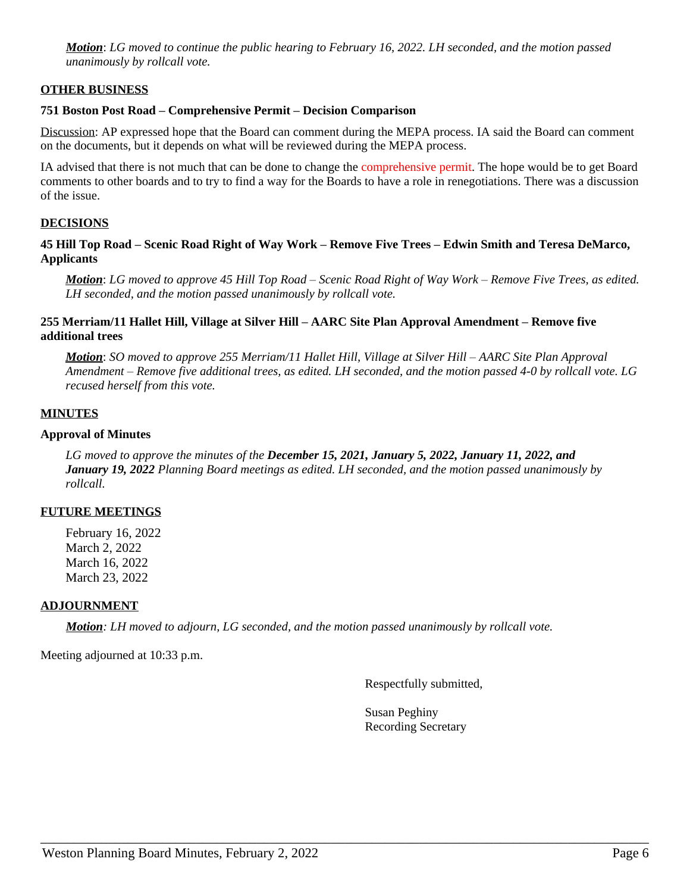***Motion***: *LG moved to continue the public hearing to February 16, 2022. LH seconded, and the motion passed unanimously by rollcall vote.*

## OTHER BUSINESS

### 751 Boston Post Road – Comprehensive Permit – Decision Comparison

Discussion: AP expressed hope that the Board can comment during the MEPA process. IA said the Board can comment on the documents, but it depends on what will be reviewed during the MEPA process.

IA advised that there is not much that can be done to change the comprehensive permit. The hope would be to get Board comments to other boards and to try to find a way for the Boards to have a role in renegotiations. There was a discussion of the issue.

## DECISIONS

### 45 Hill Top Road – Scenic Road Right of Way Work – Remove Five Trees – Edwin Smith and Teresa DeMarco, Applicants

***Motion***: *LG moved to approve 45 Hill Top Road – Scenic Road Right of Way Work – Remove Five Trees, as edited. LH seconded, and the motion passed unanimously by rollcall vote.*

### 255 Merriam/11 Hallet Hill, Village at Silver Hill – AARC Site Plan Approval Amendment – Remove five additional trees

***Motion***: *SO moved to approve 255 Merriam/11 Hallet Hill, Village at Silver Hill – AARC Site Plan Approval Amendment – Remove five additional trees, as edited. LH seconded, and the motion passed 4-0 by rollcall vote. LG recused herself from this vote.*

## MINUTES

### Approval of Minutes

*LG moved to approve the minutes of the **December 15, 2021, January 5, 2022, January 11, 2022, and January 19, 2022** Planning Board meetings as edited. LH seconded, and the motion passed unanimously by rollcall.*

## FUTURE MEETINGS

February 16, 2022
March 2, 2022
March 16, 2022
March 23, 2022

## ADJOURNMENT

***Motion****: LH moved to adjourn, LG seconded, and the motion passed unanimously by rollcall vote.*

Meeting adjourned at 10:33 p.m.

Respectfully submitted,

Susan Peghiny
Recording Secretary